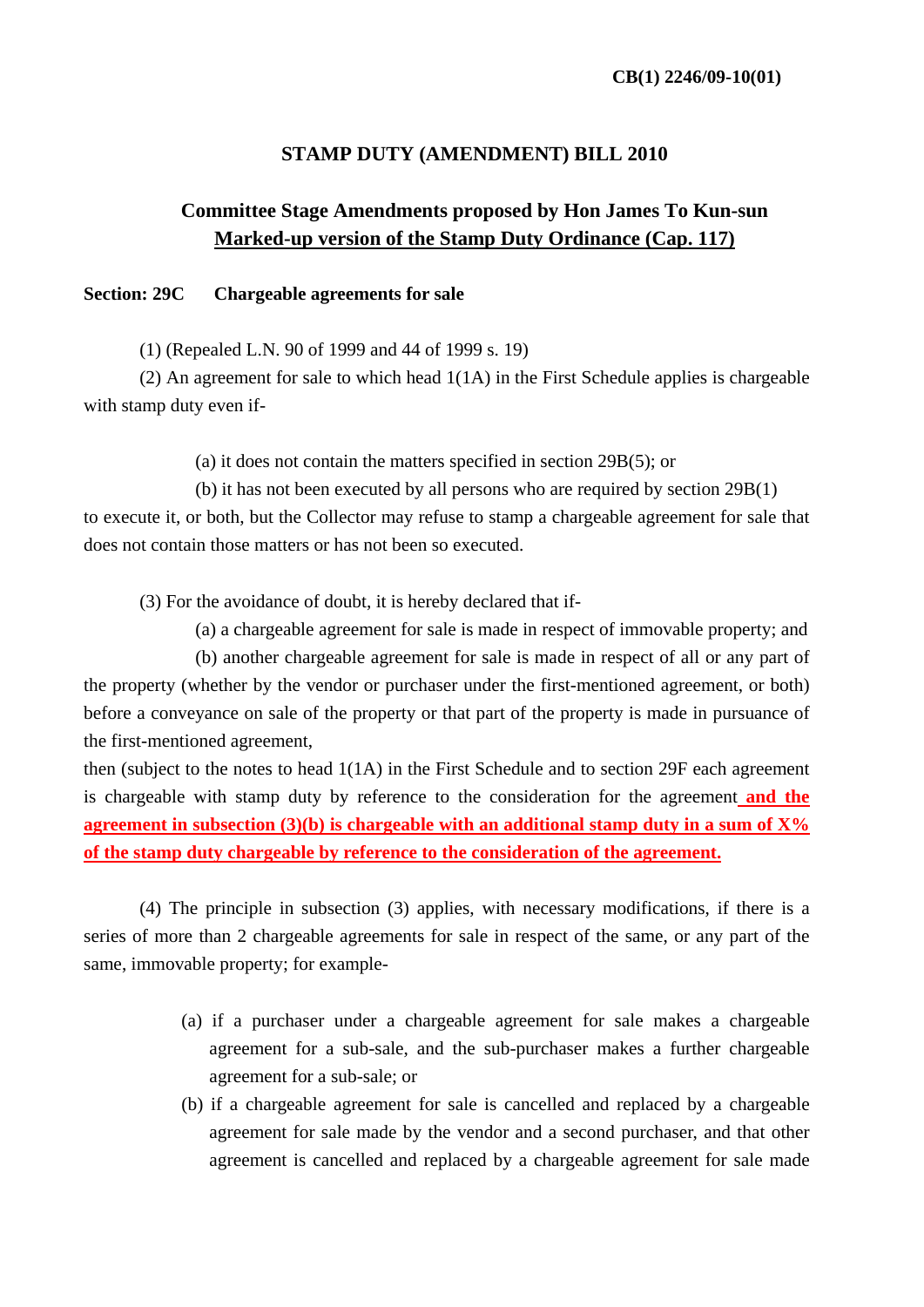**CB(1) 2246/09-10(01)**

# STAMP DUTY (AMENDMENT) BILL 2010

## Committee Stage Amendments proposed by Hon James To Kun-sun
## Marked-up version of the Stamp Duty Ordinance (Cap. 117)

**Section: 29C Chargeable agreements for sale**

(1) (Repealed L.N. 90 of 1999 and 44 of 1999 s. 19)

(2) An agreement for sale to which head 1(1A) in the First Schedule applies is chargeable with stamp duty even if-

(a) it does not contain the matters specified in section 29B(5); or

(b) it has not been executed by all persons who are required by section 29B(1) to execute it, or both, but the Collector may refuse to stamp a chargeable agreement for sale that does not contain those matters or has not been so executed.

(3) For the avoidance of doubt, it is hereby declared that if-

(a) a chargeable agreement for sale is made in respect of immovable property; and

(b) another chargeable agreement for sale is made in respect of all or any part of the property (whether by the vendor or purchaser under the first-mentioned agreement, or both) before a conveyance on sale of the property or that part of the property is made in pursuance of the first-mentioned agreement,

then (subject to the notes to head 1(1A) in the First Schedule and to section 29F each agreement is chargeable with stamp duty by reference to the consideration for the agreement **and the agreement in subsection (3)(b) is chargeable with an additional stamp duty in a sum of X% of the stamp duty chargeable by reference to the consideration of the agreement.**

(4) The principle in subsection (3) applies, with necessary modifications, if there is a series of more than 2 chargeable agreements for sale in respect of the same, or any part of the same, immovable property; for example-

(a) if a purchaser under a chargeable agreement for sale makes a chargeable agreement for a sub-sale, and the sub-purchaser makes a further chargeable agreement for a sub-sale; or

(b) if a chargeable agreement for sale is cancelled and replaced by a chargeable agreement for sale made by the vendor and a second purchaser, and that other agreement is cancelled and replaced by a chargeable agreement for sale made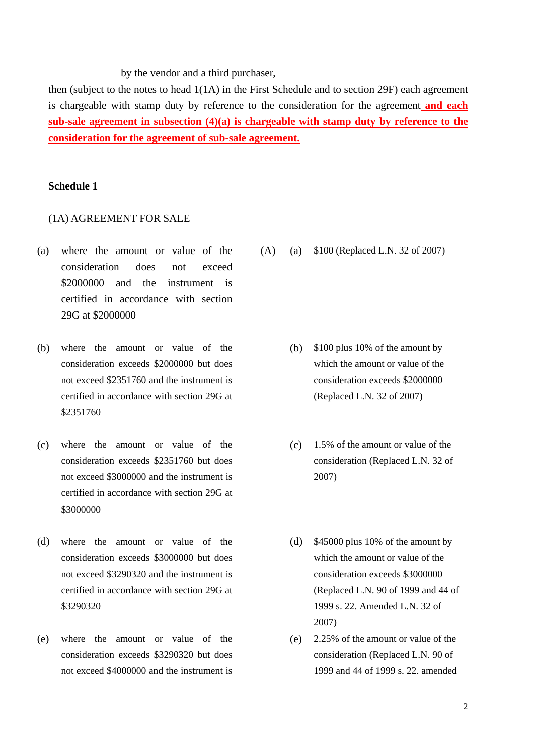by the vendor and a third purchaser,

then (subject to the notes to head 1(1A) in the First Schedule and to section 29F) each agreement is chargeable with stamp duty by reference to the consideration for the agreement **<u>and each sub-sale agreement in subsection (4)(a) is chargeable with stamp duty by reference to the consideration for the agreement of sub-sale agreement.</u>**

**Schedule 1**

(1A) AGREEMENT FOR SALE

| | | | | |
|---|---|---|---|---|
| (a) | where the amount or value of the consideration does not exceed $2000000 and the instrument is certified in accordance with section 29G at $2000000 | (A) | (a) | $100 (Replaced L.N. 32 of 2007) |
| (b) | where the amount or value of the consideration exceeds $2000000 but does not exceed $2351760 and the instrument is certified in accordance with section 29G at $2351760 | | (b) | $100 plus 10% of the amount by which the amount or value of the consideration exceeds $2000000 (Replaced L.N. 32 of 2007) |
| (c) | where the amount or value of the consideration exceeds $2351760 but does not exceed $3000000 and the instrument is certified in accordance with section 29G at $3000000 | | (c) | 1.5% of the amount or value of the consideration (Replaced L.N. 32 of 2007) |
| (d) | where the amount or value of the consideration exceeds $3000000 but does not exceed $3290320 and the instrument is certified in accordance with section 29G at $3290320 | | (d) | $45000 plus 10% of the amount by which the amount or value of the consideration exceeds $3000000 (Replaced L.N. 90 of 1999 and 44 of 1999 s. 22. Amended L.N. 32 of 2007) |
| (e) | where the amount or value of the consideration exceeds $3290320 but does not exceed $4000000 and the instrument is | | (e) | 2.25% of the amount or value of the consideration (Replaced L.N. 90 of 1999 and 44 of 1999 s. 22. amended |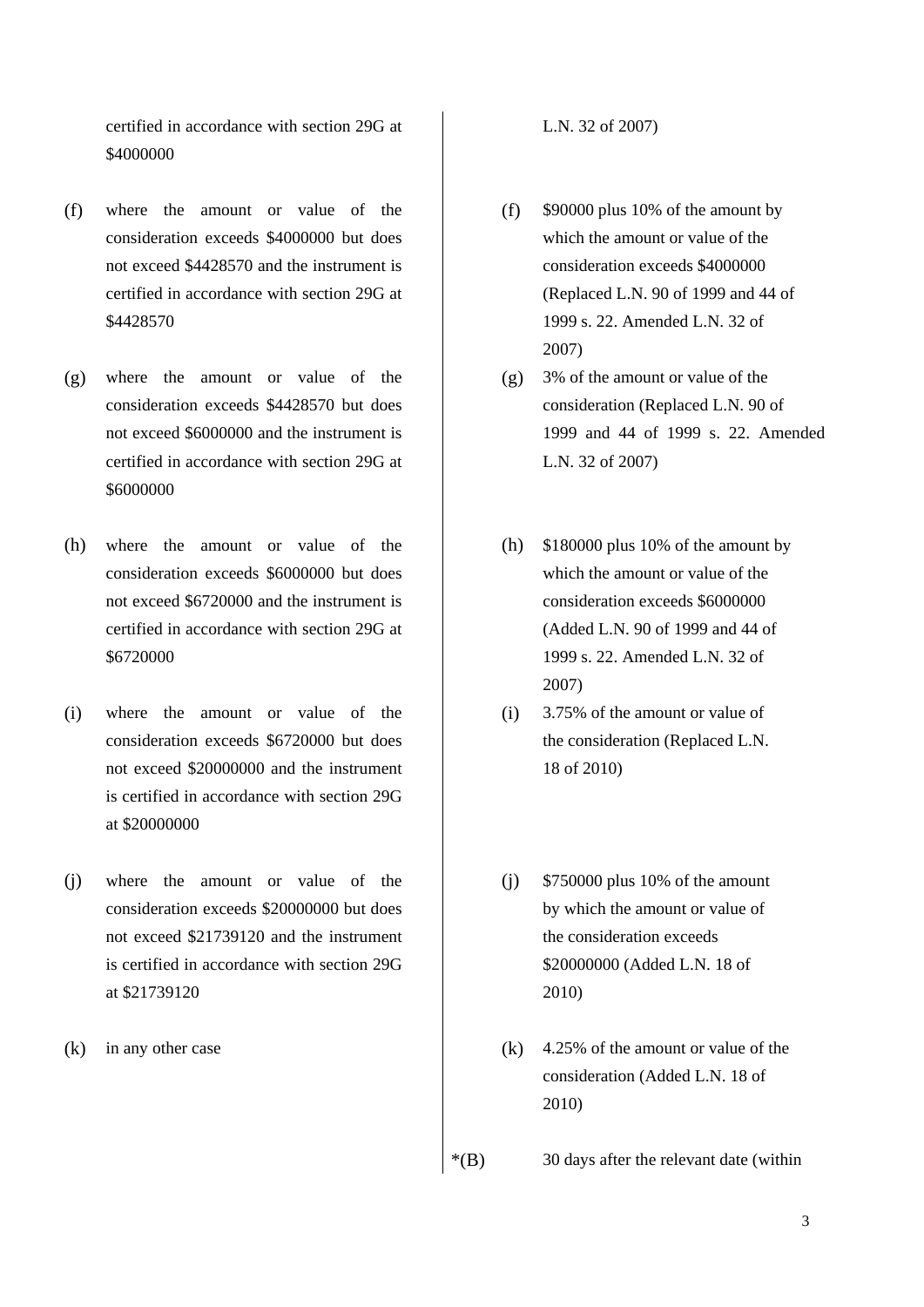| | |
|---|---|
| certified in accordance with section 29G at $4000000 | L.N. 32 of 2007) |
| (f) where the amount or value of the consideration exceeds $4000000 but does not exceed $4428570 and the instrument is certified in accordance with section 29G at $4428570 | (f) $90000 plus 10% of the amount by which the amount or value of the consideration exceeds $4000000 (Replaced L.N. 90 of 1999 and 44 of 1999 s. 22. Amended L.N. 32 of 2007) |
| (g) where the amount or value of the consideration exceeds $4428570 but does not exceed $6000000 and the instrument is certified in accordance with section 29G at $6000000 | (g) 3% of the amount or value of the consideration (Replaced L.N. 90 of 1999 and 44 of 1999 s. 22. Amended L.N. 32 of 2007) |
| (h) where the amount or value of the consideration exceeds $6000000 but does not exceed $6720000 and the instrument is certified in accordance with section 29G at $6720000 | (h) $180000 plus 10% of the amount by which the amount or value of the consideration exceeds $6000000 (Added L.N. 90 of 1999 and 44 of 1999 s. 22. Amended L.N. 32 of 2007) |
| (i) where the amount or value of the consideration exceeds $6720000 but does not exceed $20000000 and the instrument is certified in accordance with section 29G at $20000000 | (i) 3.75% of the amount or value of the consideration (Replaced L.N. 18 of 2010) |
| (j) where the amount or value of the consideration exceeds $20000000 but does not exceed $21739120 and the instrument is certified in accordance with section 29G at $21739120 | (j) $750000 plus 10% of the amount by which the amount or value of the consideration exceeds $20000000 (Added L.N. 18 of 2010) |
| (k) in any other case | (k) 4.25% of the amount or value of the consideration (Added L.N. 18 of 2010) |
| | *(B) 30 days after the relevant date (within |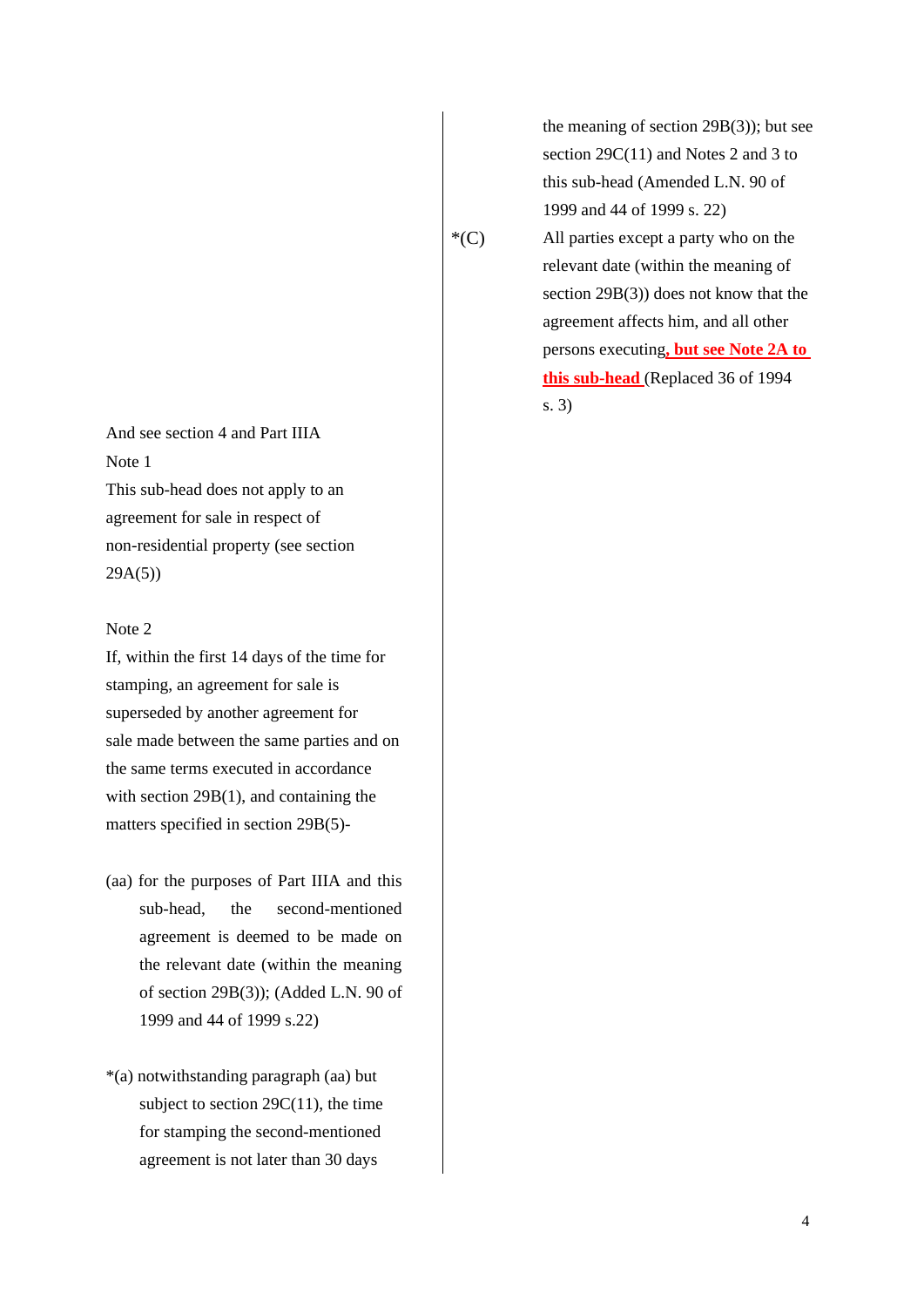the meaning of section 29B(3)); but see section 29C(11) and Notes 2 and 3 to this sub-head (Amended L.N. 90 of 1999 and 44 of 1999 s. 22)

*(C) All parties except a party who on the relevant date (within the meaning of section 29B(3)) does not know that the agreement affects him, and all other persons executing**, but see Note 2A to this sub-head** (Replaced 36 of 1994 s. 3)

And see section 4 and Part IIIA

Note 1

This sub-head does not apply to an agreement for sale in respect of non-residential property (see section 29A(5))

Note 2

If, within the first 14 days of the time for stamping, an agreement for sale is superseded by another agreement for sale made between the same parties and on the same terms executed in accordance with section 29B(1), and containing the matters specified in section 29B(5)-

(aa) for the purposes of Part IIIA and this sub-head, the second-mentioned agreement is deemed to be made on the relevant date (within the meaning of section 29B(3)); (Added L.N. 90 of 1999 and 44 of 1999 s.22)

*(a) notwithstanding paragraph (aa) but subject to section 29C(11), the time for stamping the second-mentioned agreement is not later than 30 days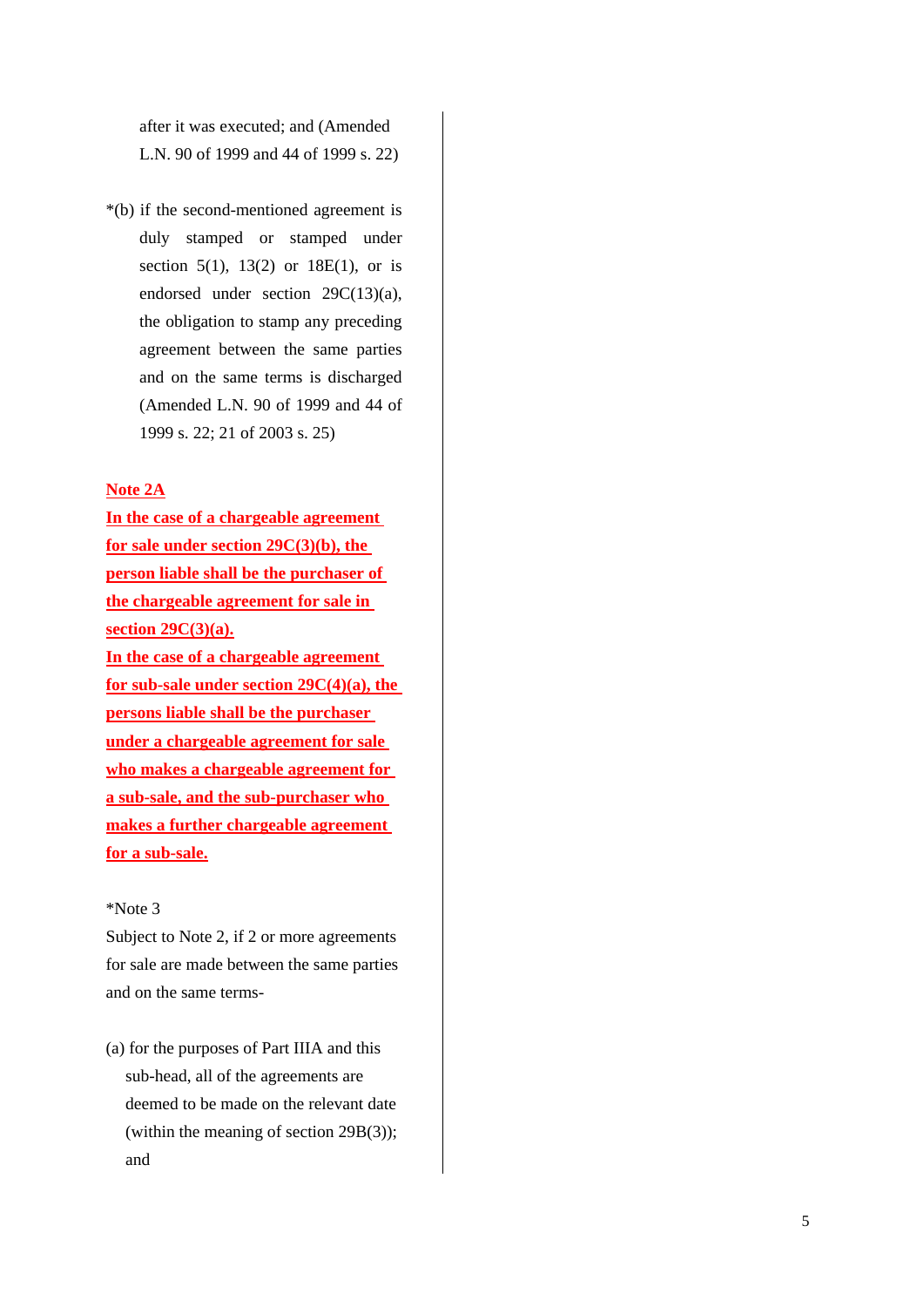after it was executed; and (Amended L.N. 90 of 1999 and 44 of 1999 s. 22)

*(b) if the second-mentioned agreement is duly stamped or stamped under section 5(1), 13(2) or 18E(1), or is endorsed under section 29C(13)(a), the obligation to stamp any preceding agreement between the same parties and on the same terms is discharged (Amended L.N. 90 of 1999 and 44 of 1999 s. 22; 21 of 2003 s. 25)

**<u>Note 2A</u>**

**<u>In the case of a chargeable agreement for sale under section 29C(3)(b), the person liable shall be the purchaser of the chargeable agreement for sale in section 29C(3)(a).</u>**

**<u>In the case of a chargeable agreement for sub-sale under section 29C(4)(a), the persons liable shall be the purchaser under a chargeable agreement for sale who makes a chargeable agreement for a sub-sale, and the sub-purchaser who makes a further chargeable agreement for a sub-sale.</u>**

*Note 3

Subject to Note 2, if 2 or more agreements for sale are made between the same parties and on the same terms-

(a) for the purposes of Part IIIA and this sub-head, all of the agreements are deemed to be made on the relevant date (within the meaning of section 29B(3)); and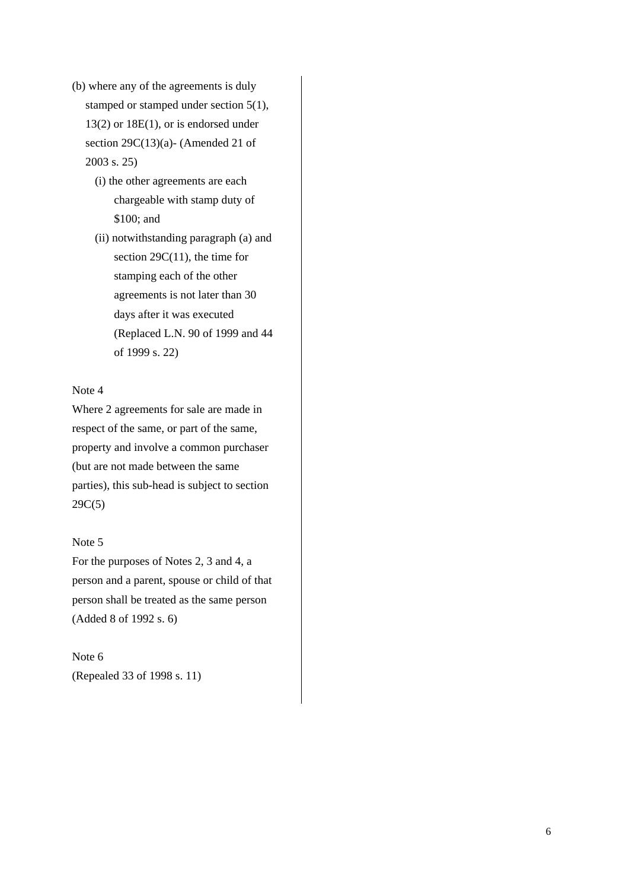(b) where any of the agreements is duly stamped or stamped under section 5(1), 13(2) or 18E(1), or is endorsed under section 29C(13)(a)- (Amended 21 of 2003 s. 25)

(i) the other agreements are each chargeable with stamp duty of $100; and

(ii) notwithstanding paragraph (a) and section 29C(11), the time for stamping each of the other agreements is not later than 30 days after it was executed (Replaced L.N. 90 of 1999 and 44 of 1999 s. 22)

Note 4

Where 2 agreements for sale are made in respect of the same, or part of the same, property and involve a common purchaser (but are not made between the same parties), this sub-head is subject to section 29C(5)

Note 5

For the purposes of Notes 2, 3 and 4, a person and a parent, spouse or child of that person shall be treated as the same person (Added 8 of 1992 s. 6)

Note 6

(Repealed 33 of 1998 s. 11)